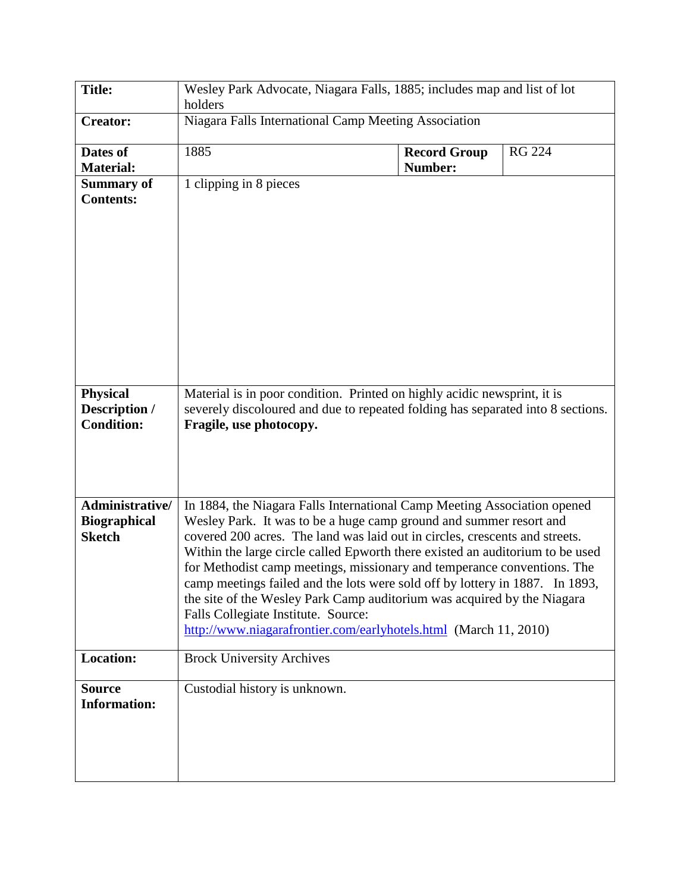| | | | |
|---|---|---|---|
| **Title:** | Wesley Park Advocate, Niagara Falls, 1885; includes map and list of lot holders | | |
| **Creator:** | Niagara Falls International Camp Meeting Association | | |
| **Dates of Material:** | 1885 | **Record Group Number:** | RG 224 |
| **Summary of Contents:** | 1 clipping in 8 pieces | | |
| **Physical Description / Condition:** | Material is in poor condition. Printed on highly acidic newsprint, it is severely discoloured and due to repeated folding has separated into 8 sections. **Fragile, use photocopy.** | | |
| **Administrative/ Biographical Sketch** | In 1884, the Niagara Falls International Camp Meeting Association opened Wesley Park. It was to be a huge camp ground and summer resort and covered 200 acres. The land was laid out in circles, crescents and streets. Within the large circle called Epworth there existed an auditorium to be used for Methodist camp meetings, missionary and temperance conventions. The camp meetings failed and the lots were sold off by lottery in 1887. In 1893, the site of the Wesley Park Camp auditorium was acquired by the Niagara Falls Collegiate Institute. Source: [http://www.niagarafrontier.com/earlyhotels.html](http://www.niagarafrontier.com/earlyhotels.html) (March 11, 2010) | | |
| **Location:** | Brock University Archives | | |
| **Source Information:** | Custodial history is unknown. | | |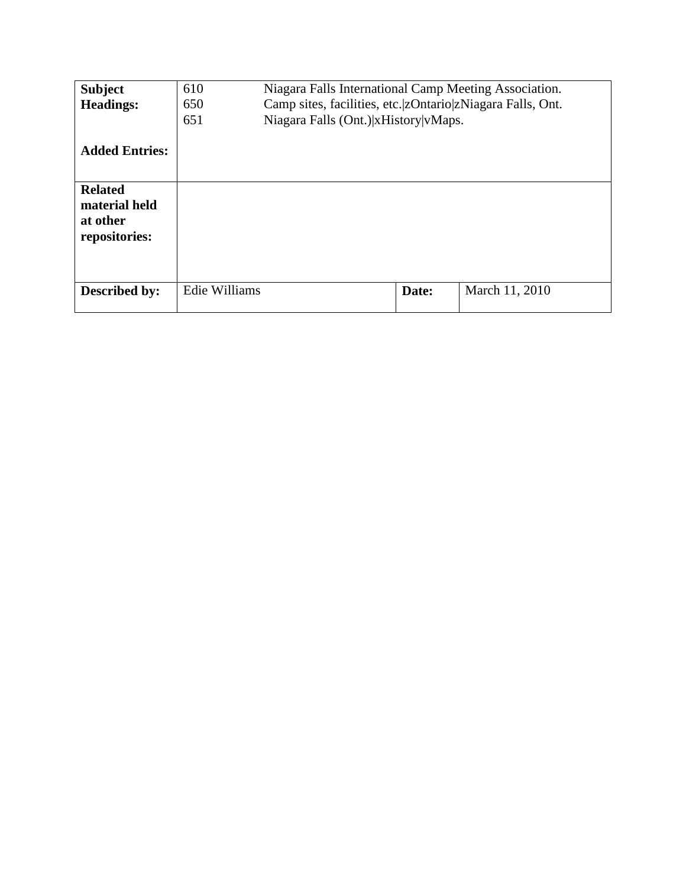| | | | |
|---|---|---|---|
| **Subject Headings:**<br><br>**Added Entries:** | 610 Niagara Falls International Camp Meeting Association.<br>650 Camp sites, facilities, etc.\|zOntario\|zNiagara Falls, Ont.<br>651 Niagara Falls (Ont.)\|xHistory\|vMaps. | | |
| **Related material held at other repositories:** | | | |
| **Described by:** | Edie Williams | **Date:** | March 11, 2010 |